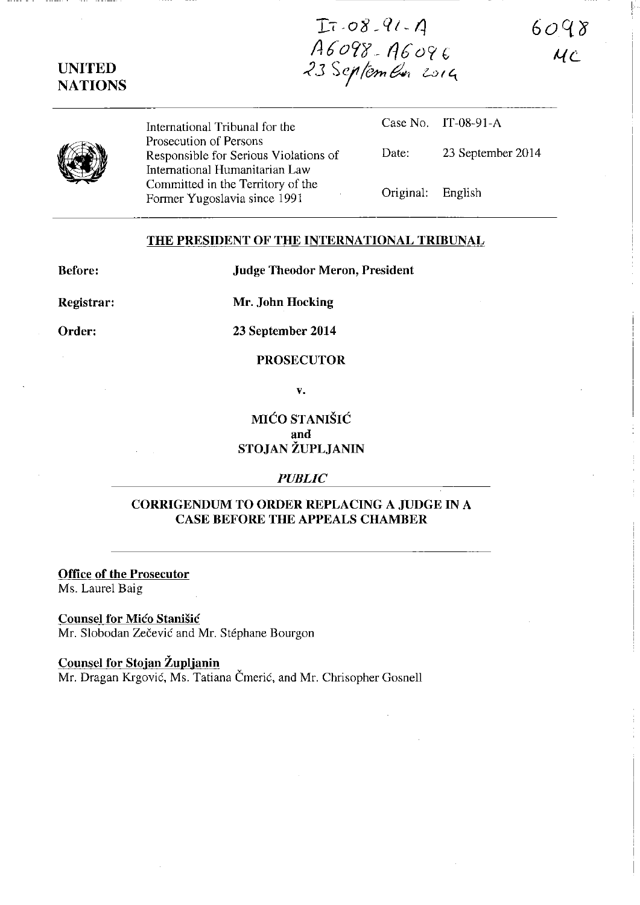IT-08-91-A
A6098 - A6096
23 September 2014

6098
MC

**UNITED NATIONS**

International Tribunal for the Prosecution of Persons Responsible for Serious Violations of International Humanitarian Law Committed in the Territory of the Former Yugoslavia since 1991

Case No. IT-08-91-A

Date: 23 September 2014

Original: English

## THE PRESIDENT OF THE INTERNATIONAL TRIBUNAL

**Before:** **Judge Theodor Meron, President**

**Registrar:** **Mr. John Hocking**

**Order:** **23 September 2014**

**PROSECUTOR**

**v.**

**MIĆO STANIŠIĆ**
**and**
**STOJAN ŽUPLJANIN**

*PUBLIC*

## CORRIGENDUM TO ORDER REPLACING A JUDGE IN A CASE BEFORE THE APPEALS CHAMBER

**Office of the Prosecutor**
Ms. Laurel Baig

**Counsel for Mićo Stanišić**
Mr. Slobodan Zečević and Mr. Stéphane Bourgon

**Counsel for Stojan Župljanin**
Mr. Dragan Krgović, Ms. Tatiana Čmerić, and Mr. Chrisopher Gosnell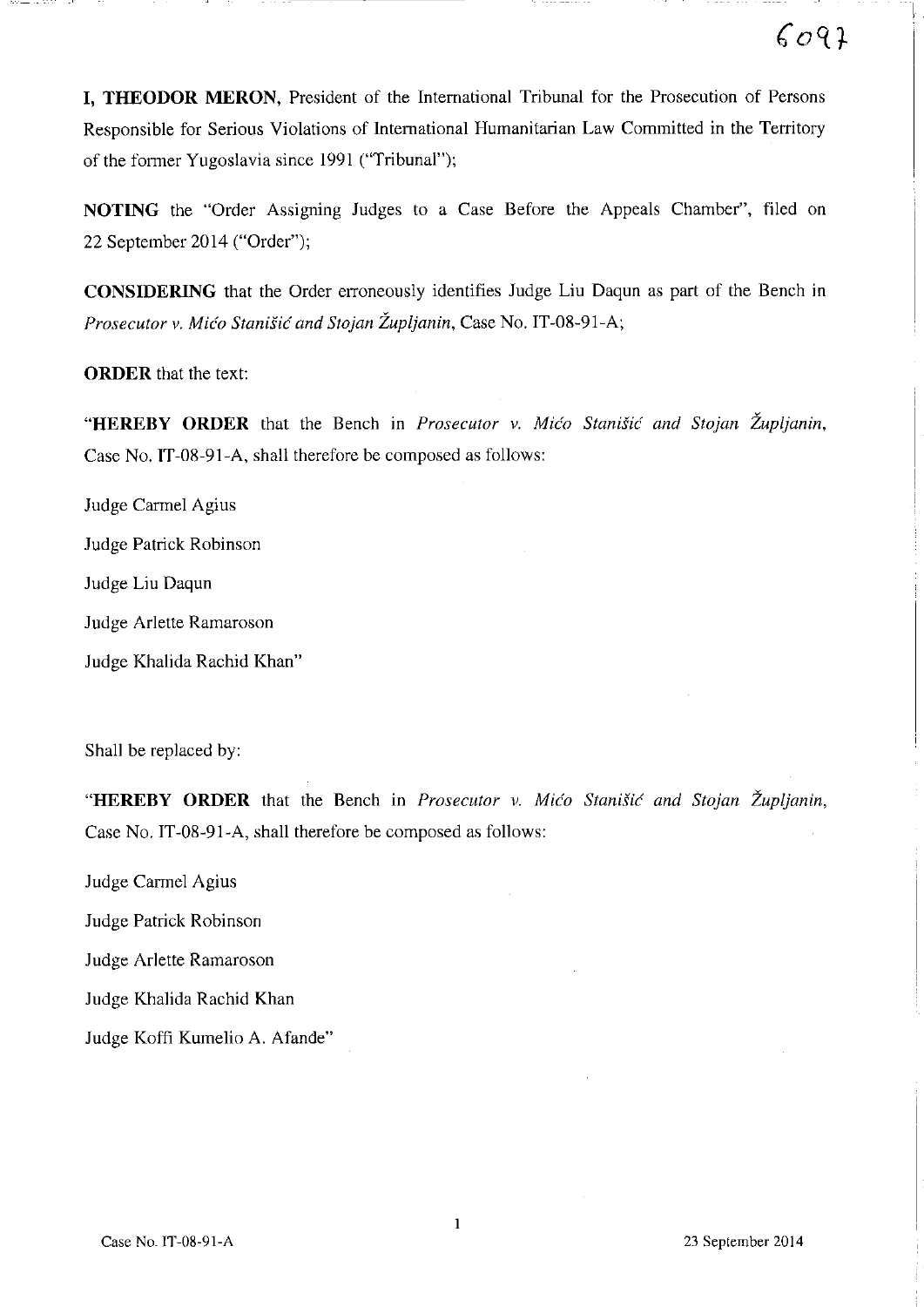**I, THEODOR MERON**, President of the International Tribunal for the Prosecution of Persons Responsible for Serious Violations of International Humanitarian Law Committed in the Territory of the former Yugoslavia since 1991 ("Tribunal");

**NOTING** the "Order Assigning Judges to a Case Before the Appeals Chamber", filed on 22 September 2014 ("Order");

**CONSIDERING** that the Order erroneously identifies Judge Liu Daqun as part of the Bench in *Prosecutor v. Mićo Stanišić and Stojan Župljanin*, Case No. IT-08-91-A;

**ORDER** that the text:

"**HEREBY ORDER** that the Bench in *Prosecutor v. Mićo Stanišić and Stojan Župljanin*, Case No. IT-08-91-A, shall therefore be composed as follows:

Judge Carmel Agius

Judge Patrick Robinson

Judge Liu Daqun

Judge Arlette Ramaroson

Judge Khalida Rachid Khan"

Shall be replaced by:

"**HEREBY ORDER** that the Bench in *Prosecutor v. Mićo Stanišić and Stojan Župljanin*, Case No. IT-08-91-A, shall therefore be composed as follows:

Judge Carmel Agius

Judge Patrick Robinson

Judge Arlette Ramaroson

Judge Khalida Rachid Khan

Judge Koffi Kumelio A. Afande"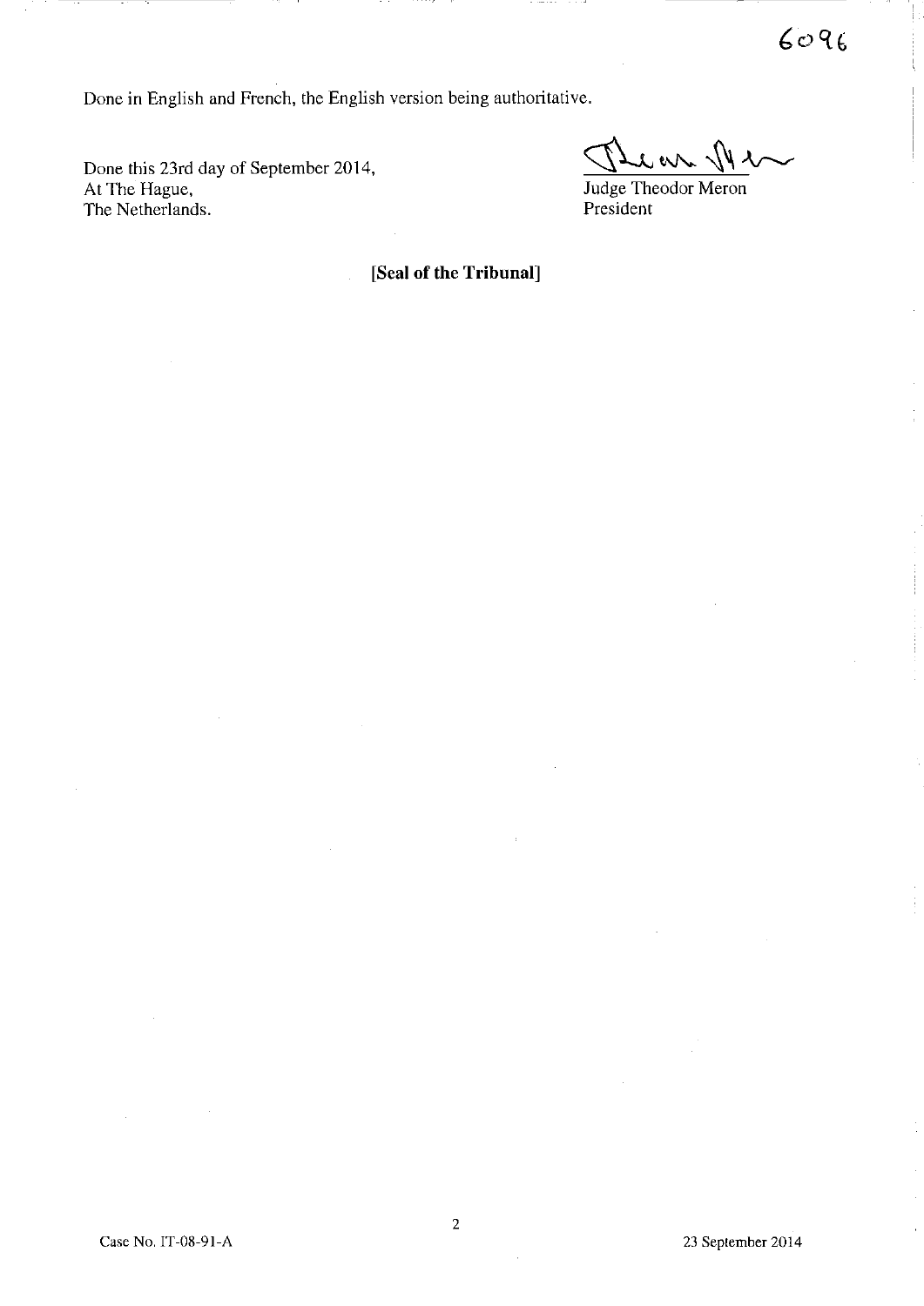Done in English and French, the English version being authoritative.

Done this 23rd day of September 2014,
At The Hague,
The Netherlands.

Judge Theodor Meron
President

**[Seal of the Tribunal]**